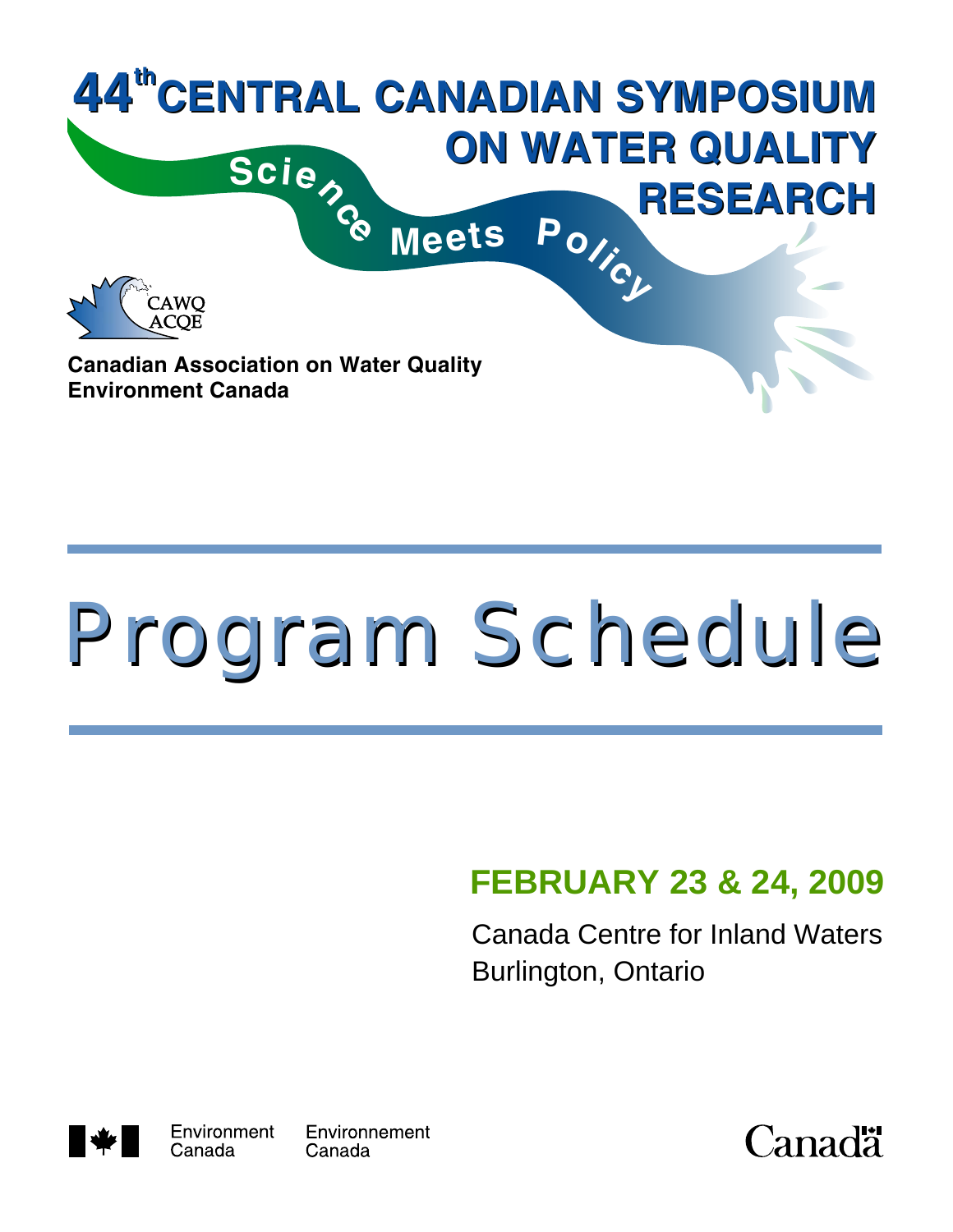# 44th CENTRAL CANADIAN SYMPOSIUM ON WATER QUALITY RESEARCH

Science Meets Policy

CAWQ
ACQE

**Canadian Association on Water Quality**
**Environment Canada**

# Program Schedule

## FEBRUARY 23 & 24, 2009

Canada Centre for Inland Waters
Burlington, Ontario

Environment Canada    Environnement Canada

Canada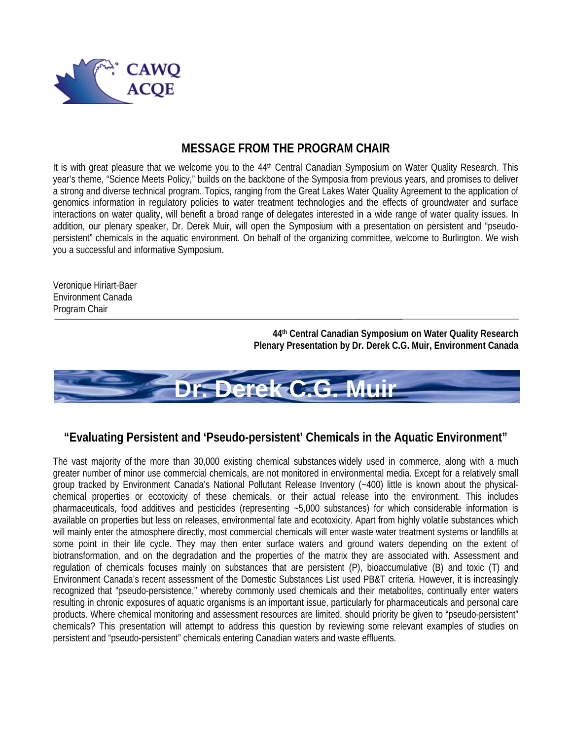CAWQ
ACQE

## MESSAGE FROM THE PROGRAM CHAIR

It is with great pleasure that we welcome you to the 44th Central Canadian Symposium on Water Quality Research. This year's theme, "Science Meets Policy," builds on the backbone of the Symposia from previous years, and promises to deliver a strong and diverse technical program. Topics, ranging from the Great Lakes Water Quality Agreement to the application of genomics information in regulatory policies to water treatment technologies and the effects of groundwater and surface interactions on water quality, will benefit a broad range of delegates interested in a wide range of water quality issues. In addition, our plenary speaker, Dr. Derek Muir, will open the Symposium with a presentation on persistent and "pseudo-persistent" chemicals in the aquatic environment. On behalf of the organizing committee, welcome to Burlington. We wish you a successful and informative Symposium.

Veronique Hiriart-Baer
Environment Canada
Program Chair

---

**44th Central Canadian Symposium on Water Quality Research**
**Plenary Presentation by Dr. Derek C.G. Muir, Environment Canada**

# Dr. Derek C.G. Muir

## "Evaluating Persistent and 'Pseudo-persistent' Chemicals in the Aquatic Environment"

The vast majority of the more than 30,000 existing chemical substances widely used in commerce, along with a much greater number of minor use commercial chemicals, are not monitored in environmental media. Except for a relatively small group tracked by Environment Canada's National Pollutant Release Inventory (~400) little is known about the physical-chemical properties or ecotoxicity of these chemicals, or their actual release into the environment. This includes pharmaceuticals, food additives and pesticides (representing ~5,000 substances) for which considerable information is available on properties but less on releases, environmental fate and ecotoxicity. Apart from highly volatile substances which will mainly enter the atmosphere directly, most commercial chemicals will enter waste water treatment systems or landfills at some point in their life cycle. They may then enter surface waters and ground waters depending on the extent of biotransformation, and on the degradation and the properties of the matrix they are associated with. Assessment and regulation of chemicals focuses mainly on substances that are persistent (P), bioaccumulative (B) and toxic (T) and Environment Canada's recent assessment of the Domestic Substances List used PB&T criteria. However, it is increasingly recognized that "pseudo-persistence," whereby commonly used chemicals and their metabolites, continually enter waters resulting in chronic exposures of aquatic organisms is an important issue, particularly for pharmaceuticals and personal care products. Where chemical monitoring and assessment resources are limited, should priority be given to "pseudo-persistent" chemicals? This presentation will attempt to address this question by reviewing some relevant examples of studies on persistent and "pseudo-persistent" chemicals entering Canadian waters and waste effluents.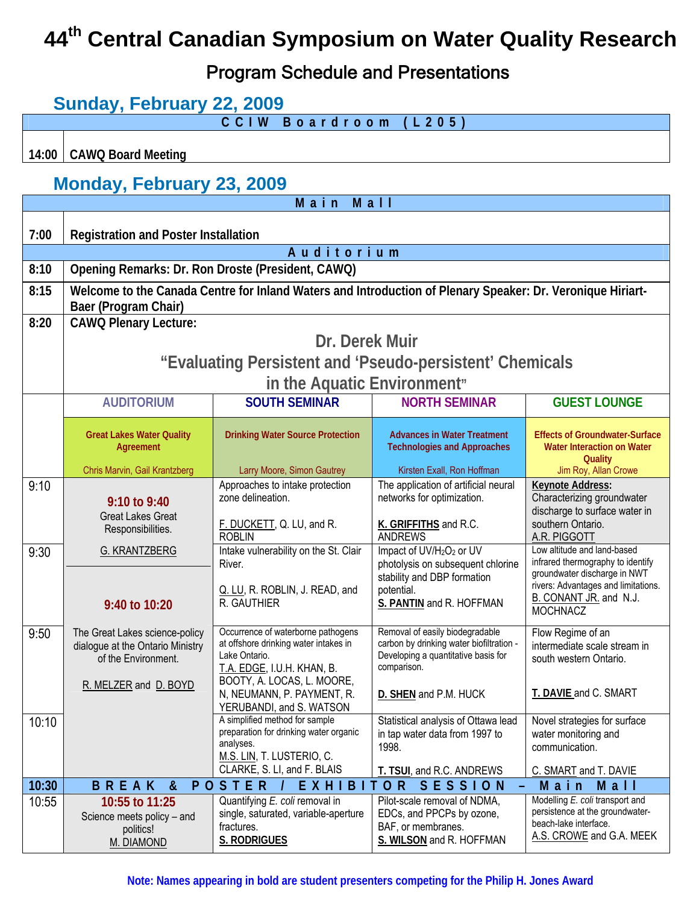# 44th Central Canadian Symposium on Water Quality Research

## Program Schedule and Presentations

### Sunday, February 22, 2009

| | CCIW Boardroom (L205) |
|---|---|
| 14:00 | **CAWQ Board Meeting** |

### Monday, February 23, 2009

| | Main Mall |
|---|---|
| 7:00 | **Registration and Poster Installation** |

| | Auditorium |
|---|---|
| 8:10 | **Opening Remarks: Dr. Ron Droste (President, CAWQ)** |
| 8:15 | **Welcome to the Canada Centre for Inland Waters and Introduction of Plenary Speaker: Dr. Veronique Hiriart-Baer (Program Chair)** |
| 8:20 | **CAWQ Plenary Lecture:** Dr. Derek Muir "Evaluating Persistent and 'Pseudo-persistent' Chemicals in the Aquatic Environment" |

| | AUDITORIUM | SOUTH SEMINAR | NORTH SEMINAR | GUEST LOUNGE |
|---|---|---|---|---|
| | **Great Lakes Water Quality Agreement** Chris Marvin, Gail Krantzberg | **Drinking Water Source Protection** Larry Moore, Simon Gautrey | **Advances in Water Treatment Technologies and Approaches** Kirsten Exall, Ron Hoffman | **Effects of Groundwater-Surface Water Interaction on Water Quality** Jim Roy, Allan Crowe |
| 9:10 | **9:10 to 9:40** Great Lakes Great Responsibilities. G. KRANTZBERG | Approaches to intake protection zone delineation. F. DUCKETT, Q. LU, and R. ROBLIN | The application of artificial neural networks for optimization. **K. GRIFFITHS** and R.C. ANDREWS | **Keynote Address:** Characterizing groundwater discharge to surface water in southern Ontario. A.R. PIGGOTT |
| 9:30 | | Intake vulnerability on the St. Clair River. Q. LU, R. ROBLIN, J. READ, and R. GAUTHIER | Impact of UV/$H_2O_2$ or UV photolysis on subsequent chlorine stability and DBP formation potential. **S. PANTIN** and R. HOFFMAN | Low altitude and land-based infrared thermography to identify groundwater discharge in NWT rivers: Advantages and limitations. B. CONANT JR. and N.J. MOCHNACZ |
| 9:50 | **9:40 to 10:20** The Great Lakes science-policy dialogue at the Ontario Ministry of the Environment. R. MELZER and D. BOYD | Occurrence of waterborne pathogens at offshore drinking water intakes in Lake Ontario. T.A. EDGE, I.U.H. KHAN, B. BOOTY, A. LOCAS, L. MOORE, N, NEUMANN, P. PAYMENT, R. YERUBANDI, and S. WATSON | Removal of easily biodegradable carbon by drinking water biofiltration - Developing a quantitative basis for comparison. **D. SHEN** and P.M. HUCK | Flow Regime of an intermediate scale stream in south western Ontario. **T. DAVIE** and C. SMART |
| 10:10 | | A simplified method for sample preparation for drinking water organic analyses. M.S. LIN, T. LUSTERIO, C. CLARKE, S. LI, and F. BLAIS | Statistical analysis of Ottawa lead in tap water data from 1997 to 1998. **T. TSUI**, and R.C. ANDREWS | Novel strategies for surface water monitoring and communication. C. SMART and T. DAVIE |
| 10:30 | BREAK & POSTER / EXHIBITOR SESSION – Main Mall | | | |
| 10:55 | **10:55 to 11:25** Science meets policy – and politics! M. DIAMOND | Quantifying *E. coli* removal in single, saturated, variable-aperture fractures. **S. RODRIGUES** | Pilot-scale removal of NDMA, EDCs, and PPCPs by ozone, BAF, or membranes. **S. WILSON** and R. HOFFMAN | Modelling *E. coli* transport and persistence at the groundwater-beach-lake interface. A.S. CROWE and G.A. MEEK |

**Note: Names appearing in bold are student presenters competing for the Philip H. Jones Award**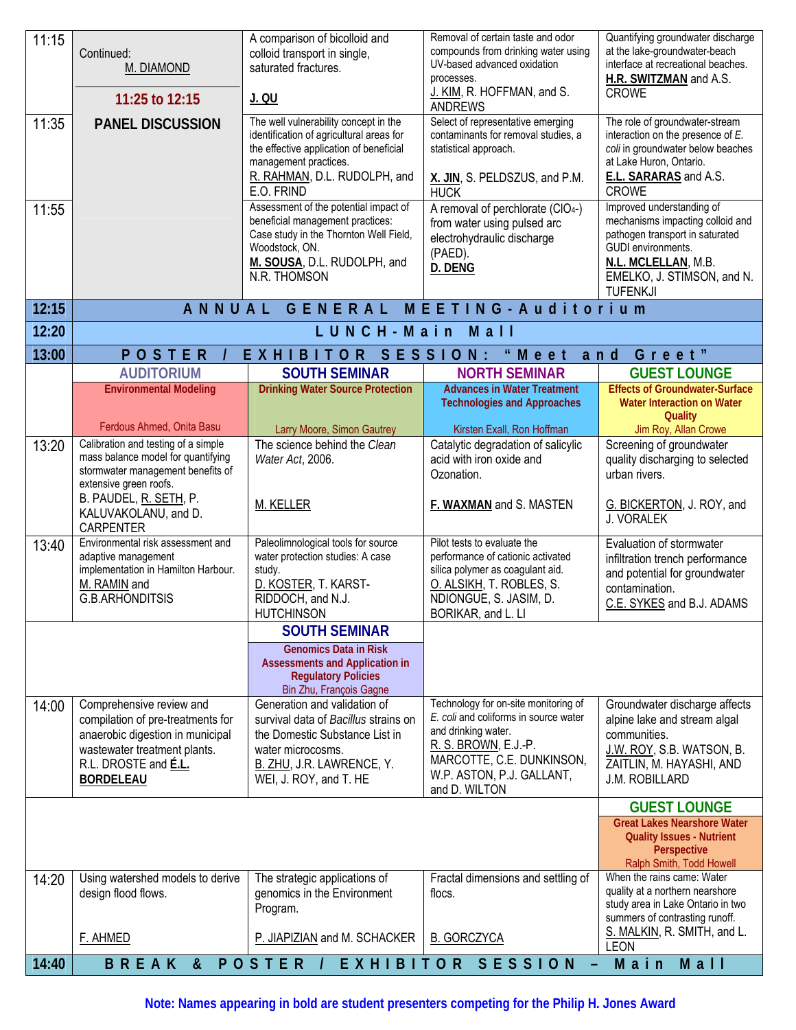| | | | | |
|---|---|---|---|---|
| 11:15 | Continued: M. DIAMOND | A comparison of bicolloid and colloid transport in single, saturated fractures. **J. QU** | Removal of certain taste and odor compounds from drinking water using UV-based advanced oxidation processes. J. KIM, R. HOFFMAN, and S. ANDREWS | Quantifying groundwater discharge at the lake-groundwater-beach interface at recreational beaches. **H.R. SWITZMAN** and A.S. CROWE |
| 11:35 | **11:25 to 12:15** **PANEL DISCUSSION** | The well vulnerability concept in the identification of agricultural areas for the effective application of beneficial management practices. R. RAHMAN, D.L. RUDOLPH, and E.O. FRIND | Select of representative emerging contaminants for removal studies, a statistical approach. **X. JIN**, S. PELDSZUS, and P.M. HUCK | The role of groundwater-stream interaction on the presence of *E. coli* in groundwater below beaches at Lake Huron, Ontario. **E.L. SARARAS** and A.S. CROWE |
| 11:55 | | Assessment of the potential impact of beneficial management practices: Case study in the Thornton Well Field, Woodstock, ON. **M. SOUSA**, D.L. RUDOLPH, and N.R. THOMSON | A removal of perchlorate ($ClO_4$-) from water using pulsed arc electrohydraulic discharge (PAED). **D. DENG** | Improved understanding of mechanisms impacting colloid and pathogen transport in saturated GUDI environments. **N.L. MCLELLAN**, M.B. EMELKO, J. STIMSON, and N. TUFENKJI |
| **12:15** | **ANNUAL GENERAL MEETING - Auditorium** | | | |
| **12:20** | **LUNCH - Main Mall** | | | |
| **13:00** | **POSTER / EXHIBITOR SESSION: "Meet and Greet"** | | | |
| | **AUDITORIUM** **Environmental Modeling** Ferdous Ahmed, Onita Basu | **SOUTH SEMINAR** **Drinking Water Source Protection** Larry Moore, Simon Gautrey | **NORTH SEMINAR** **Advances in Water Treatment Technologies and Approaches** Kirsten Exall, Ron Hoffman | **GUEST LOUNGE** **Effects of Groundwater-Surface Water Interaction on Water Quality** Jim Roy, Allan Crowe |
| 13:20 | Calibration and testing of a simple mass balance model for quantifying stormwater management benefits of extensive green roofs. B. PAUDEL, R. SETH, P. KALUVAKOLANU, and D. CARPENTER | The science behind the *Clean Water Act*, 2006. M. KELLER | Catalytic degradation of salicylic acid with iron oxide and Ozonation. **F. WAXMAN** and S. MASTEN | Screening of groundwater quality discharging to selected urban rivers. G. BICKERTON, J. ROY, and J. VORALEK |
| 13:40 | Environmental risk assessment and adaptive management implementation in Hamilton Harbour. M. RAMIN and G.B.ARHONDITSIS | Paleolimnological tools for source water protection studies: A case study. D. KOSTER, T. KARST-RIDDOCH, and N.J. HUTCHINSON | Pilot tests to evaluate the performance of cationic activated silica polymer as coagulant aid. O. ALSIKH, T. ROBLES, S. NDIONGUE, S. JASIM, D. BORIKAR, and L. LI | Evaluation of stormwater infiltration trench performance and potential for groundwater contamination. C.E. SYKES and B.J. ADAMS |
| | | **SOUTH SEMINAR** **Genomics Data in Risk Assessments and Application in Regulatory Policies** Bin Zhu, François Gagne | | |
| 14:00 | Comprehensive review and compilation of pre-treatments for anaerobic digestion in municipal wastewater treatment plants. R.L. DROSTE and **É.L. BORDELEAU** | Generation and validation of survival data of *Bacillus* strains on the Domestic Substance List in water microcosms. B. ZHU, J.R. LAWRENCE, Y. WEI, J. ROY, and T. HE | Technology for on-site monitoring of *E. coli* and coliforms in source water and drinking water. R. S. BROWN, E.J.-P. MARCOTTE, C.E. DUNKINSON, W.P. ASTON, P.J. GALLANT, and D. WILTON | Groundwater discharge affects alpine lake and stream algal communities. J.W. ROY, S.B. WATSON, B. ZAITLIN, M. HAYASHI, AND J.M. ROBILLARD |
| | | | | **GUEST LOUNGE** **Great Lakes Nearshore Water Quality Issues - Nutrient Perspective** Ralph Smith, Todd Howell |
| 14:20 | Using watershed models to derive design flood flows. F. AHMED | The strategic applications of genomics in the Environment Program. P. JIAPIZIAN and M. SCHACKER | Fractal dimensions and settling of flocs. B. GORCZYCA | When the rains came: Water quality at a northern nearshore study area in Lake Ontario in two summers of contrasting runoff. S. MALKIN, R. SMITH, and L. LEON |
| **14:40** | **BREAK & POSTER / EXHIBITOR SESSION – Main Mall** | | | |

**Note: Names appearing in bold are student presenters competing for the Philip H. Jones Award**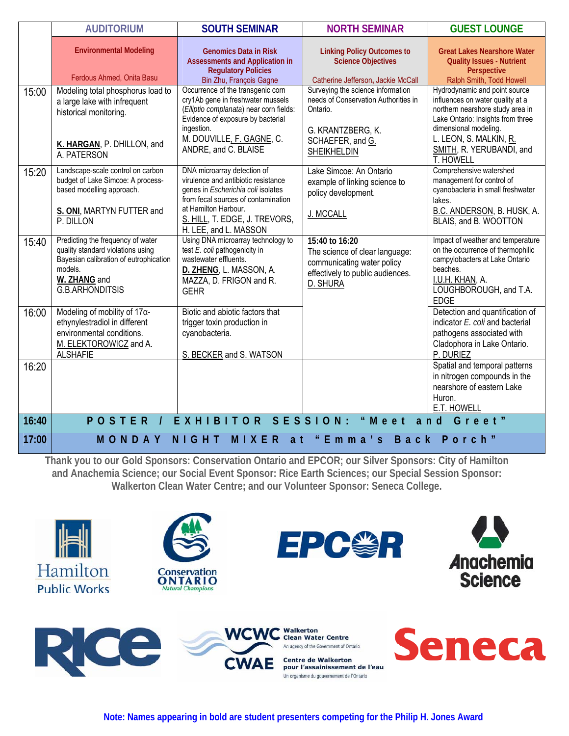| | AUDITORIUM | SOUTH SEMINAR | NORTH SEMINAR | GUEST LOUNGE |
|---|---|---|---|---|
| | **Environmental Modeling** Ferdous Ahmed, Onita Basu | **Genomics Data in Risk Assessments and Application in Regulatory Policies** Bin Zhu, François Gagne | **Linking Policy Outcomes to Science Objectives** Catherine Jefferson, Jackie McCall | **Great Lakes Nearshore Water Quality Issues - Nutrient Perspective** Ralph Smith, Todd Howell |
| 15:00 | Modeling total phosphorus load to a large lake with infrequent historical monitoring. **K. HARGAN**, P. DHILLON, and A. PATERSON | Occurrence of the transgenic corn cry1Ab gene in freshwater mussels (*Elliptio complanata*) near corn fields: Evidence of exposure by bacterial ingestion. M. DOUVILLE, F. GAGNE, C. ANDRE, and C. BLAISE | Surveying the science information needs of Conservation Authorities in Ontario. G. KRANTZBERG, K. SCHAEFER, and G. SHEIKHELDIN | Hydrodynamic and point source influences on water quality at a northern nearshore study area in Lake Ontario: Insights from three dimensional modeling. L. LEON, S. MALKIN, R. SMITH, R. YERUBANDI, and T. HOWELL |
| 15:20 | Landscape-scale control on carbon budget of Lake Simcoe: A process-based modelling approach. **S. ONI**, MARTYN FUTTER and P. DILLON | DNA microarray detection of virulence and antibiotic resistance genes in *Escherichia coli* isolates from fecal sources of contamination at Hamilton Harbour. S. HILL, T. EDGE, J. TREVORS, H. LEE, and L. MASSON | Lake Simcoe: An Ontario example of linking science to policy development. J. MCCALL | Comprehensive watershed management for control of cyanobacteria in small freshwater lakes. B.C. ANDERSON, B. HUSK, A. BLAIS, and B. WOOTTON |
| 15:40 | Predicting the frequency of water quality standard violations using Bayesian calibration of eutrophication models. **W. ZHANG** and G.B.ARHONDITSIS | Using DNA microarray technology to test *E. coli* pathogenicity in wastewater effluents. **D. ZHENG**, L. MASSON, A. MAZZA, D. FRIGON and R. GEHR | **15:40 to 16:20** The science of clear language: communicating water policy effectively to public audiences. D. SHURA | Impact of weather and temperature on the occurrence of thermophilic campylobacters at Lake Ontario beaches. I.U.H. KHAN, A. LOUGHBOROUGH, and T.A. EDGE |
| 16:00 | Modeling of mobility of 17α-ethynylestradiol in different environmental conditions. M. ELEKTOROWICZ and A. ALSHAFIE | Biotic and abiotic factors that trigger toxin production in cyanobacteria. S. BECKER and S. WATSON | | Detection and quantification of indicator *E. coli* and bacterial pathogens associated with Cladophora in Lake Ontario. P. DURIEZ |
| 16:20 | | | | Spatial and temporal patterns in nitrogen compounds in the nearshore of eastern Lake Huron. E.T. HOWELL |
| **16:40** | **POSTER / EXHIBITOR SESSION: "Meet and Greet"** | | | |
| **17:00** | **MONDAY NIGHT MIXER at "Emma's Back Porch"** | | | |

Thank you to our Gold Sponsors: Conservation Ontario and EPCOR; our Silver Sponsors: City of Hamilton and Anachemia Science; our Social Event Sponsor: Rice Earth Sciences; our Special Session Sponsor: Walkerton Clean Water Centre; and our Volunteer Sponsor: Seneca College.

Hamilton Public Works

Conservation ONTARIO Natural Champions

EPCOR

Anachemia Science

RICE

WCWC Walkerton Clean Water Centre An agency of the Government of Ontario
CWAE Centre de Walkerton pour l'assainissement de l'eau Un organisme du gouvernement de l'Ontario

Seneca

**Note: Names appearing in bold are student presenters competing for the Philip H. Jones Award**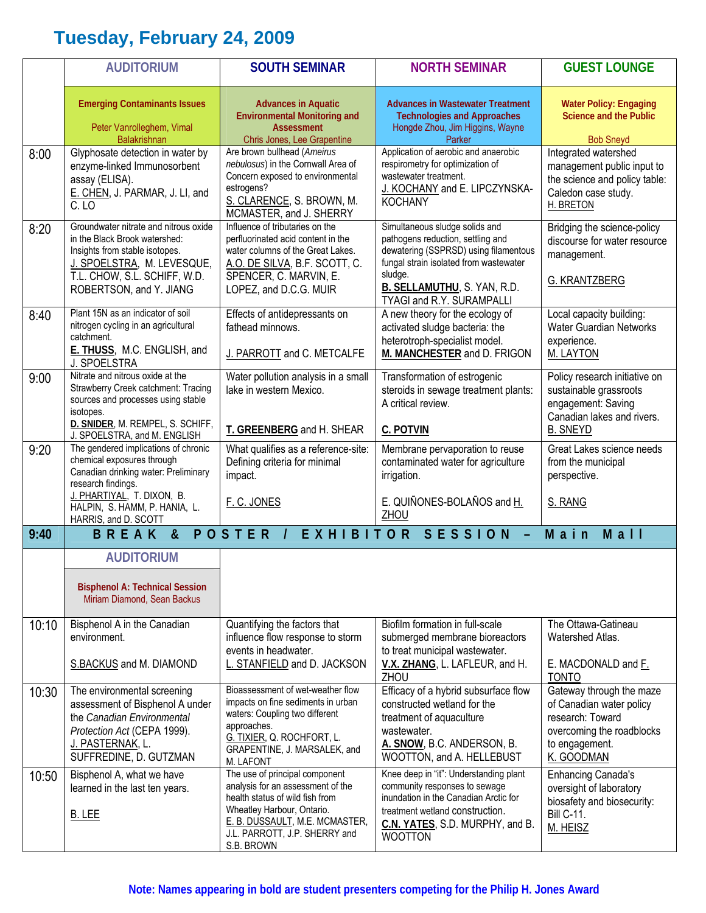# Tuesday, February 24, 2009

| | AUDITORIUM | SOUTH SEMINAR | NORTH SEMINAR | GUEST LOUNGE |
|---|---|---|---|---|
| | **Emerging Contaminants Issues** Peter Vanrolleghem, Vimal Balakrishnan | **Advances in Aquatic Environmental Monitoring and Assessment** Chris Jones, Lee Grapentine | **Advances in Wastewater Treatment Technologies and Approaches** Hongde Zhou, Jim Higgins, Wayne Parker | **Water Policy: Engaging Science and the Public** Bob Sneyd |
| 8:00 | Glyphosate detection in water by enzyme-linked Immunosorbent assay (ELISA). E. CHEN, J. PARMAR, J. LI, and C. LO | Are brown bullhead (*Ameirus nebulosus*) in the Cornwall Area of Concern exposed to environmental estrogens? S. CLARENCE, S. BROWN, M. MCMASTER, and J. SHERRY | Application of aerobic and anaerobic respirometry for optimization of wastewater treatment. J. KOCHANY and E. LIPCZYNSKA-KOCHANY | Integrated watershed management public input to the science and policy table: Caledon case study. H. BRETON |
| 8:20 | Groundwater nitrate and nitrous oxide in the Black Brook watershed: Insights from stable isotopes. J. SPOELSTRA, M. LEVESQUE, T.L. CHOW, S.L. SCHIFF, W.D. ROBERTSON, and Y. JIANG | Influence of tributaries on the perfluorinated acid content in the water columns of the Great Lakes. A.O. DE SILVA, B.F. SCOTT, C. SPENCER, C. MARVIN, E. LOPEZ, and D.C.G. MUIR | Simultaneous sludge solids and pathogens reduction, settling and dewatering (SSPRSD) using filamentous fungal strain isolated from wastewater sludge. **B. SELLAMUTHU**, S. YAN, R.D. TYAGI and R.Y. SURAMPALLI | Bridging the science-policy discourse for water resource management. G. KRANTZBERG |
| 8:40 | Plant 15N as an indicator of soil nitrogen cycling in an agricultural catchment. **E. THUSS**, M.C. ENGLISH, and J. SPOELSTRA | Effects of antidepressants on fathead minnows. J. PARROTT and C. METCALFE | A new theory for the ecology of activated sludge bacteria: the heterotroph-specialist model. **M. MANCHESTER** and D. FRIGON | Local capacity building: Water Guardian Networks experience. M. LAYTON |
| 9:00 | Nitrate and nitrous oxide at the Strawberry Creek catchment: Tracing sources and processes using stable isotopes. **D. SNIDER**, M. REMPEL, S. SCHIFF, J. SPOELSTRA, and M. ENGLISH | Water pollution analysis in a small lake in western Mexico. **T. GREENBERG** and H. SHEAR | Transformation of estrogenic steroids in sewage treatment plants: A critical review. **C. POTVIN** | Policy research initiative on sustainable grassroots engagement: Saving Canadian lakes and rivers. B. SNEYD |
| 9:20 | The gendered implications of chronic chemical exposures through Canadian drinking water: Preliminary research findings. J. PHARTIYAL, T. DIXON, B. HALPIN, S. HAMM, P. HANIA, L. HARRIS, and D. SCOTT | What qualifies as a reference-site: Defining criteria for minimal impact. F. C. JONES | Membrane pervaporation to reuse contaminated water for agriculture irrigation. E. QUIÑONES-BOLAÑOS and H. ZHOU | Great Lakes science needs from the municipal perspective. S. RANG |
| **9:40** | **BREAK & POSTER / EXHIBITOR SESSION – Main Mall** | | | |
| | AUDITORIUM | | | |
| | **Bisphenol A: Technical Session** Miriam Diamond, Sean Backus | | | |
| 10:10 | Bisphenol A in the Canadian environment. S.BACKUS and M. DIAMOND | Quantifying the factors that influence flow response to storm events in headwater. L. STANFIELD and D. JACKSON | Biofilm formation in full-scale submerged membrane bioreactors to treat municipal wastewater. **V.X. ZHANG**, L. LAFLEUR, and H. ZHOU | The Ottawa-Gatineau Watershed Atlas. E. MACDONALD and F. TONTO |
| 10:30 | The environmental screening assessment of Bisphenol A under the *Canadian Environmental Protection Act* (CEPA 1999). J. PASTERNAK, L. SUFFREDINE, D. GUTZMAN | Bioassessment of wet-weather flow impacts on fine sediments in urban waters: Coupling two different approaches. G. TIXIER, Q. ROCHFORT, L. GRAPENTINE, J. MARSALEK, and M. LAFONT | Efficacy of a hybrid subsurface flow constructed wetland for the treatment of aquaculture wastewater. **A. SNOW**, B.C. ANDERSON, B. WOOTTON, and A. HELLEBUST | Gateway through the maze of Canadian water policy research: Toward overcoming the roadblocks to engagement. K. GOODMAN |
| 10:50 | Bisphenol A, what we have learned in the last ten years. B. LEE | The use of principal component analysis for an assessment of the health status of wild fish from Wheatley Harbour, Ontario. E. B. DUSSAULT, M.E. MCMASTER, J.L. PARROTT, J.P. SHERRY and S.B. BROWN | Knee deep in "it": Understanding plant community responses to sewage inundation in the Canadian Arctic for treatment wetland construction. **C.N. YATES**, S.D. MURPHY, and B. WOOTTON | Enhancing Canada's oversight of laboratory biosafety and biosecurity: Bill C-11. M. HEISZ |

**Note: Names appearing in bold are student presenters competing for the Philip H. Jones Award**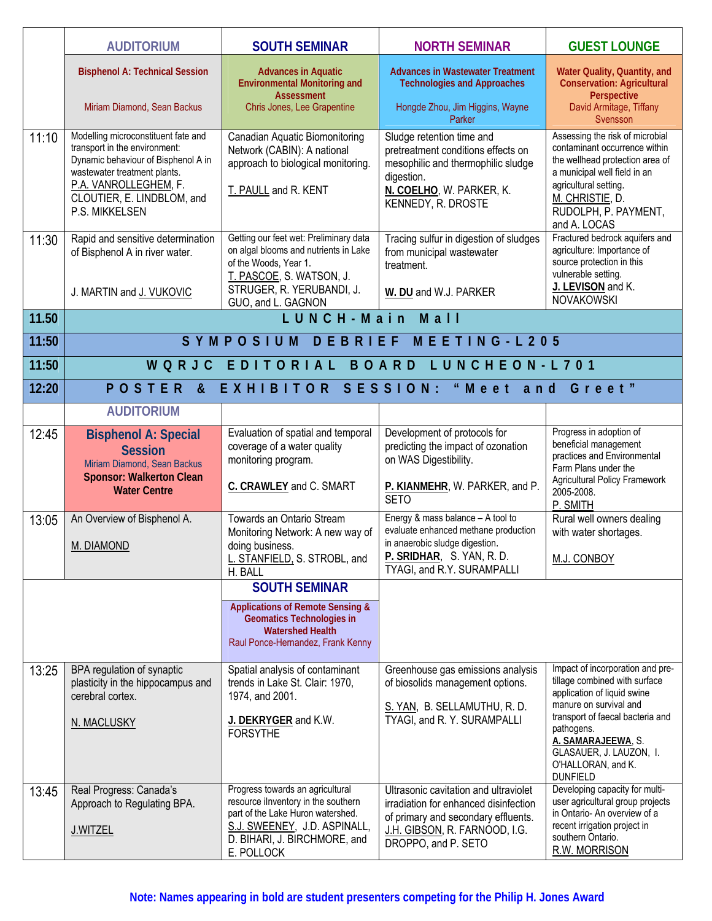| | AUDITORIUM | SOUTH SEMINAR | NORTH SEMINAR | GUEST LOUNGE |
|---|---|---|---|---|
| | Bisphenol A: Technical Session<br><br>Miriam Diamond, Sean Backus | Advances in Aquatic Environmental Monitoring and Assessment<br>Chris Jones, Lee Grapentine | Advances in Wastewater Treatment Technologies and Approaches<br><br>Hongde Zhou, Jim Higgins, Wayne Parker | Water Quality, Quantity, and Conservation: Agricultural Perspective<br>David Armitage, Tiffany Svensson |
| 11:10 | Modelling microconstituent fate and transport in the environment: Dynamic behaviour of Bisphenol A in wastewater treatment plants.<br>P.A. VANROLLEGHEM, F. CLOUTIER, E. LINDBLOM, and P.S. MIKKELSEN | Canadian Aquatic Biomonitoring Network (CABIN): A national approach to biological monitoring.<br><br>T. PAULL and R. KENT | Sludge retention time and pretreatment conditions effects on mesophilic and thermophilic sludge digestion.<br>**N. COELHO**, W. PARKER, K. KENNEDY, R. DROSTE | Assessing the risk of microbial contaminant occurrence within the wellhead protection area of a municipal well field in an agricultural setting.<br>M. CHRISTIE, D. RUDOLPH, P. PAYMENT, and A. LOCAS |
| 11:30 | Rapid and sensitive determination of Bisphenol A in river water.<br><br>J. MARTIN and J. VUKOVIC | Getting our feet wet: Preliminary data on algal blooms and nutrients in Lake of the Woods, Year 1.<br>T. PASCOE, S. WATSON, J. STRUGER, R. YERUBANDI, J. GUO, and L. GAGNON | Tracing sulfur in digestion of sludges from municipal wastewater treatment.<br><br>**W. DU** and W.J. PARKER | Fractured bedrock aquifers and agriculture: Importance of source protection in this vulnerable setting.<br>**J. LEVISON** and K. NOVAKOWSKI |
| **11.50** | **L U N C H - M a i n M a l l** | | | |
| **11:50** | **S Y M P O S I U M D E B R I E F M E E T I N G - L 2 0 5** | | | |
| **11:50** | **W Q R J C E D I T O R I A L B O A R D L U N C H E O N - L 7 0 1** | | | |
| **12:20** | **P O S T E R & E X H I B I T O R S E S S I O N : "M e e t a n d G r e e t"** | | | |
| | AUDITORIUM | | | |
| 12:45 | **Bisphenol A: Special Session**<br>Miriam Diamond, Sean Backus<br>**Sponsor: Walkerton Clean Water Centre** | Evaluation of spatial and temporal coverage of a water quality monitoring program.<br><br>**C. CRAWLEY** and C. SMART | Development of protocols for predicting the impact of ozonation on WAS Digestibility.<br><br>**P. KIANMEHR**, W. PARKER, and P. SETO | Progress in adoption of beneficial management practices and Environmental Farm Plans under the Agricultural Policy Framework 2005-2008.<br>P. SMITH |
| 13:05 | An Overview of Bisphenol A.<br><br>M. DIAMOND | Towards an Ontario Stream Monitoring Network: A new way of doing business.<br>L. STANFIELD, S. STROBL, and H. BALL | Energy & mass balance – A tool to evaluate enhanced methane production in anaerobic sludge digestion.<br>**P. SRIDHAR**, S. YAN, R. D. TYAGI, and R.Y. SURAMPALLI | Rural well owners dealing with water shortages.<br><br>M.J. CONBOY |
| | | SOUTH SEMINAR<br>Applications of Remote Sensing & Geomatics Technologies in Watershed Health<br>Raul Ponce-Hernandez, Frank Kenny | | |
| 13:25 | BPA regulation of synaptic plasticity in the hippocampus and cerebral cortex.<br><br>N. MACLUSKY | Spatial analysis of contaminant trends in Lake St. Clair: 1970, 1974, and 2001.<br><br>**J. DEKRYGER** and K.W. FORSYTHE | Greenhouse gas emissions analysis of biosolids management options.<br><br>S. YAN, B. SELLAMUTHU, R. D. TYAGI, and R. Y. SURAMPALLI | Impact of incorporation and pre-tillage combined with surface application of liquid swine manure on survival and transport of faecal bacteria and pathogens.<br>**A. SAMARAJEEWA**, S. GLASAUER, J. LAUZON, I. O'HALLORAN, and K. DUNFIELD |
| 13:45 | Real Progress: Canada's Approach to Regulating BPA.<br><br>J.WITZEL | Progress towards an agricultural resource iInventory in the southern part of the Lake Huron watershed.<br>S.J. SWEENEY, J.D. ASPINALL, D. BIHARI, J. BIRCHMORE, and E. POLLOCK | Ultrasonic cavitation and ultraviolet irradiation for enhanced disinfection of primary and secondary effluents.<br>J.H. GIBSON, R. FARNOOD, I.G. DROPPO, and P. SETO | Developing capacity for multi-user agricultural group projects in Ontario- An overview of a recent irrigation project in southern Ontario.<br>R.W. MORRISON |

**Note: Names appearing in bold are student presenters competing for the Philip H. Jones Award**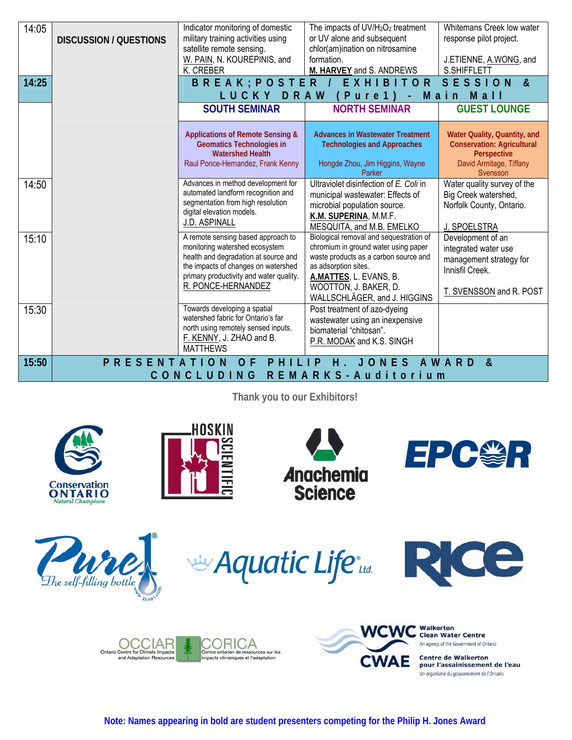| | | | | |
|---|---|---|---|---|
| 14:05 | **DISCUSSION / QUESTIONS** | Indicator monitoring of domestic military training activities using satellite remote sensing. W. PAIN, N. KOUREPINIS, and K. CREBER | The impacts of UV/$H_2O_2$ treatment or UV alone and subsequent chlor(am)ination on nitrosamine formation. **M. HARVEY** and S. ANDREWS | Whitemans Creek low water response pilot project. J.ETIENNE, A.WONG, and S.SHIFFLETT |
| **14:25** | | **B R E A K ; P O S T E R / E X H I B I T O R S E S S I O N & L U C K Y D R A W ( P u r e 1 ) - M a i n M a l l** | | |
| | | **SOUTH SEMINAR** | **NORTH SEMINAR** | **GUEST LOUNGE** |
| | | **Applications of Remote Sensing & Geomatics Technologies in Watershed Health** Raul Ponce-Hernandez, Frank Kenny | **Advances in Wastewater Treatment Technologies and Approaches** Hongde Zhou, Jim Higgins, Wayne Parker | **Water Quality, Quantity, and Conservation: Agricultural Perspective** David Armitage, Tiffany Svensson |
| 14:50 | | Advances in method development for automated landform recognition and segmentation from high resolution digital elevation models. J.D. ASPINALL | Ultraviolet disinfection of *E. Coli* in municipal wastewater: Effects of microbial population source. **K.M. SUPERINA**, M.M.F. MESQUITA, and M.B. EMELKO | Water quality survey of the Big Creek watershed, Norfolk County, Ontario. J. SPOELSTRA |
| 15:10 | | A remote sensing based approach to monitoring watershed ecosystem health and degradation at source and the impacts of changes on watershed primary productivity and water quality. R. PONCE-HERNANDEZ | Biological removal and sequestration of chromium in ground water using paper waste products as a carbon source and as adsorption sites. **A.MATTES**, L. EVANS, B. WOOTTON, J. BAKER, D. WALLSCHLÄGER, and J. HIGGINS | Development of an integrated water use management strategy for Innisfil Creek. T. SVENSSON and R. POST |
| 15:30 | | Towards developing a spatial watershed fabric for Ontario's far north using remotely sensed inputs. F. KENNY, J. ZHAO and B. MATTHEWS | Post treatment of azo-dyeing wastewater using an inexpensive biomaterial "chitosan". P.R. MODAK and K.S. SINGH | |
| **15:50** | **P R E S E N T A T I O N O F P H I L I P H . J O N E S A W A R D & C O N C L U D I N G R E M A R K S - A u d i t o r i u m** | | | |

**Thank you to our Exhibitors!**

Conservation ONTARIO Natural Champions

HOSKIN SCIENTIFIC

Anachemia Science

EPCOR

Pure1 The self-filling bottle www.pure1.com

Aquatic Life Ltd.

RICE

OCCIAR Ontario Centre for Climate Impacts and Adaptation Resources | CORICA Centre ontarien de ressources sur les impacts climatiques et l'adaptation

WCWC Walkerton Clean Water Centre An agency of the Government of Ontario | CWAE Centre de Walkerton pour l'assainissement de l'eau Un organisme du gouvernement de l'Ontario

**Note: Names appearing in bold are student presenters competing for the Philip H. Jones Award**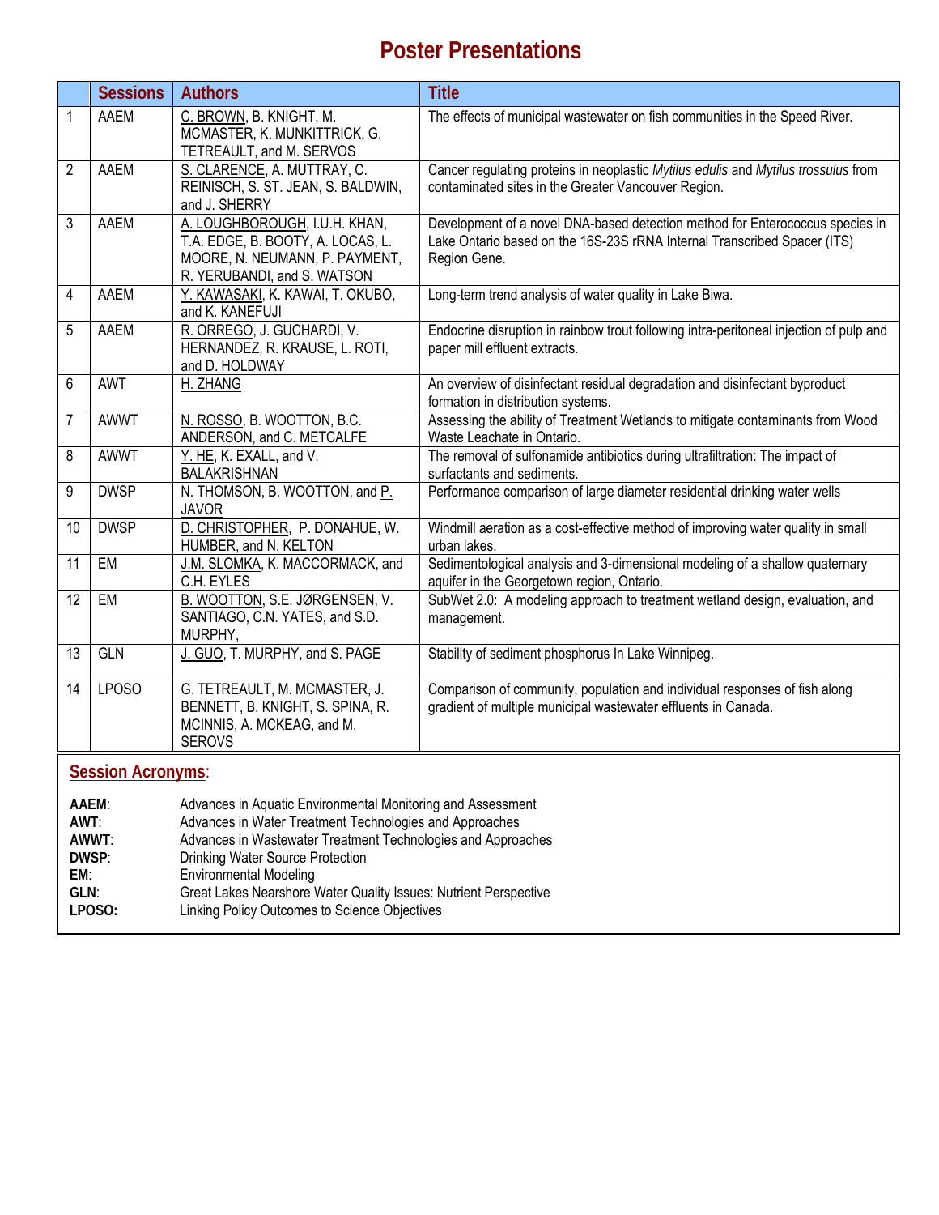# Poster Presentations

| | Sessions | Authors | Title |
|---|---|---|---|
| 1 | AAEM | C. BROWN, B. KNIGHT, M. MCMASTER, K. MUNKITTRICK, G. TETREAULT, and M. SERVOS | The effects of municipal wastewater on fish communities in the Speed River. |
| 2 | AAEM | S. CLARENCE, A. MUTTRAY, C. REINISCH, S. ST. JEAN, S. BALDWIN, and J. SHERRY | Cancer regulating proteins in neoplastic *Mytilus edulis* and *Mytilus trossulus* from contaminated sites in the Greater Vancouver Region. |
| 3 | AAEM | A. LOUGHBOROUGH, I.U.H. KHAN, T.A. EDGE, B. BOOTY, A. LOCAS, L. MOORE, N. NEUMANN, P. PAYMENT, R. YERUBANDI, and S. WATSON | Development of a novel DNA-based detection method for Enterococcus species in Lake Ontario based on the 16S-23S rRNA Internal Transcribed Spacer (ITS) Region Gene. |
| 4 | AAEM | Y. KAWASAKI, K. KAWAI, T. OKUBO, and K. KANEFUJI | Long-term trend analysis of water quality in Lake Biwa. |
| 5 | AAEM | R. ORREGO, J. GUCHARDI, V. HERNANDEZ, R. KRAUSE, L. ROTI, and D. HOLDWAY | Endocrine disruption in rainbow trout following intra-peritoneal injection of pulp and paper mill effluent extracts. |
| 6 | AWT | H. ZHANG | An overview of disinfectant residual degradation and disinfectant byproduct formation in distribution systems. |
| 7 | AWWT | N. ROSSO, B. WOOTTON, B.C. ANDERSON, and C. METCALFE | Assessing the ability of Treatment Wetlands to mitigate contaminants from Wood Waste Leachate in Ontario. |
| 8 | AWWT | Y. HE, K. EXALL, and V. BALAKRISHNAN | The removal of sulfonamide antibiotics during ultrafiltration: The impact of surfactants and sediments. |
| 9 | DWSP | N. THOMSON, B. WOOTTON, and P. JAVOR | Performance comparison of large diameter residential drinking water wells |
| 10 | DWSP | D. CHRISTOPHER, P. DONAHUE, W. HUMBER, and N. KELTON | Windmill aeration as a cost-effective method of improving water quality in small urban lakes. |
| 11 | EM | J.M. SLOMKA, K. MACCORMACK, and C.H. EYLES | Sedimentological analysis and 3-dimensional modeling of a shallow quaternary aquifer in the Georgetown region, Ontario. |
| 12 | EM | B. WOOTTON, S.E. JØRGENSEN, V. SANTIAGO, C.N. YATES, and S.D. MURPHY, | SubWet 2.0: A modeling approach to treatment wetland design, evaluation, and management. |
| 13 | GLN | J. GUO, T. MURPHY, and S. PAGE | Stability of sediment phosphorus In Lake Winnipeg. |
| 14 | LPOSO | G. TETREAULT, M. MCMASTER, J. BENNETT, B. KNIGHT, S. SPINA, R. MCINNIS, A. MCKEAG, and M. SEROVS | Comparison of community, population and individual responses of fish along gradient of multiple municipal wastewater effluents in Canada. |

## Session Acronyms:

**AAEM**: Advances in Aquatic Environmental Monitoring and Assessment
**AWT**: Advances in Water Treatment Technologies and Approaches
**AWWT**: Advances in Wastewater Treatment Technologies and Approaches
**DWSP**: Drinking Water Source Protection
**EM**: Environmental Modeling
**GLN**: Great Lakes Nearshore Water Quality Issues: Nutrient Perspective
**LPOSO:** Linking Policy Outcomes to Science Objectives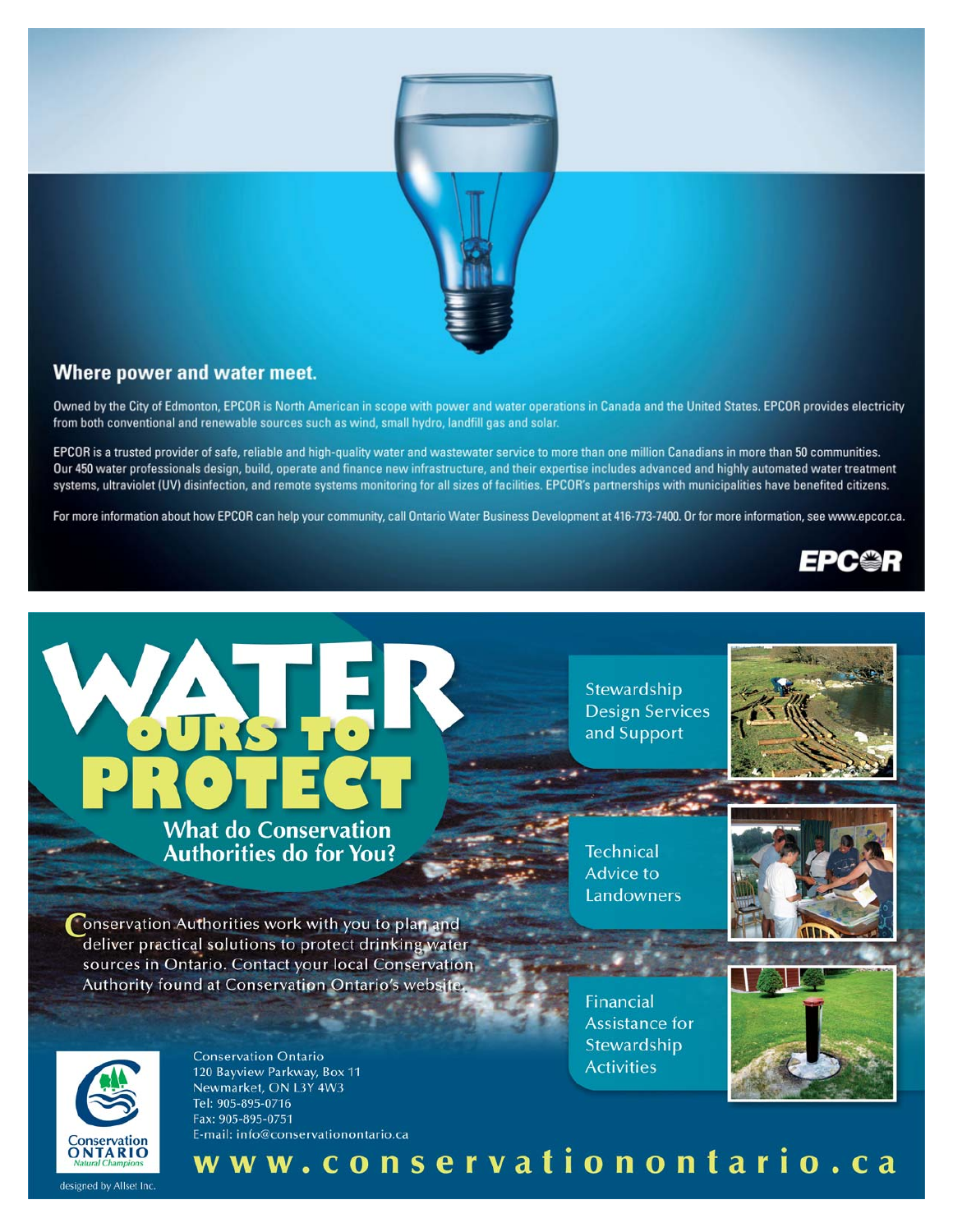## Where power and water meet.

Owned by the City of Edmonton, EPCOR is North American in scope with power and water operations in Canada and the United States. EPCOR provides electricity from both conventional and renewable sources such as wind, small hydro, landfill gas and solar.

EPCOR is a trusted provider of safe, reliable and high-quality water and wastewater service to more than one million Canadians in more than 50 communities. Our 450 water professionals design, build, operate and finance new infrastructure, and their expertise includes advanced and highly automated water treatment systems, ultraviolet (UV) disinfection, and remote systems monitoring for all sizes of facilities. EPCOR's partnerships with municipalities have benefited citizens.

For more information about how EPCOR can help your community, call Ontario Water Business Development at 416-773-7400. Or for more information, see www.epcor.ca.

EPCOR

# WATER OURS TO PROTECT

## What do Conservation Authorities do for You?

Conservation Authorities work with you to plan and deliver practical solutions to protect drinking water sources in Ontario. Contact your local Conservation Authority found at Conservation Ontario's website.

- Stewardship Design Services and Support
- Technical Advice to Landowners
- Financial Assistance for Stewardship Activities

Conservation Ontario
120 Bayview Parkway, Box 11
Newmarket, ON L3Y 4W3
Tel: 905-895-0716
Fax: 905-895-0751
E-mail: info@conservationontario.ca

Conservation ONTARIO *Natural Champions*

**www.conservationontario.ca**

designed by Allset Inc.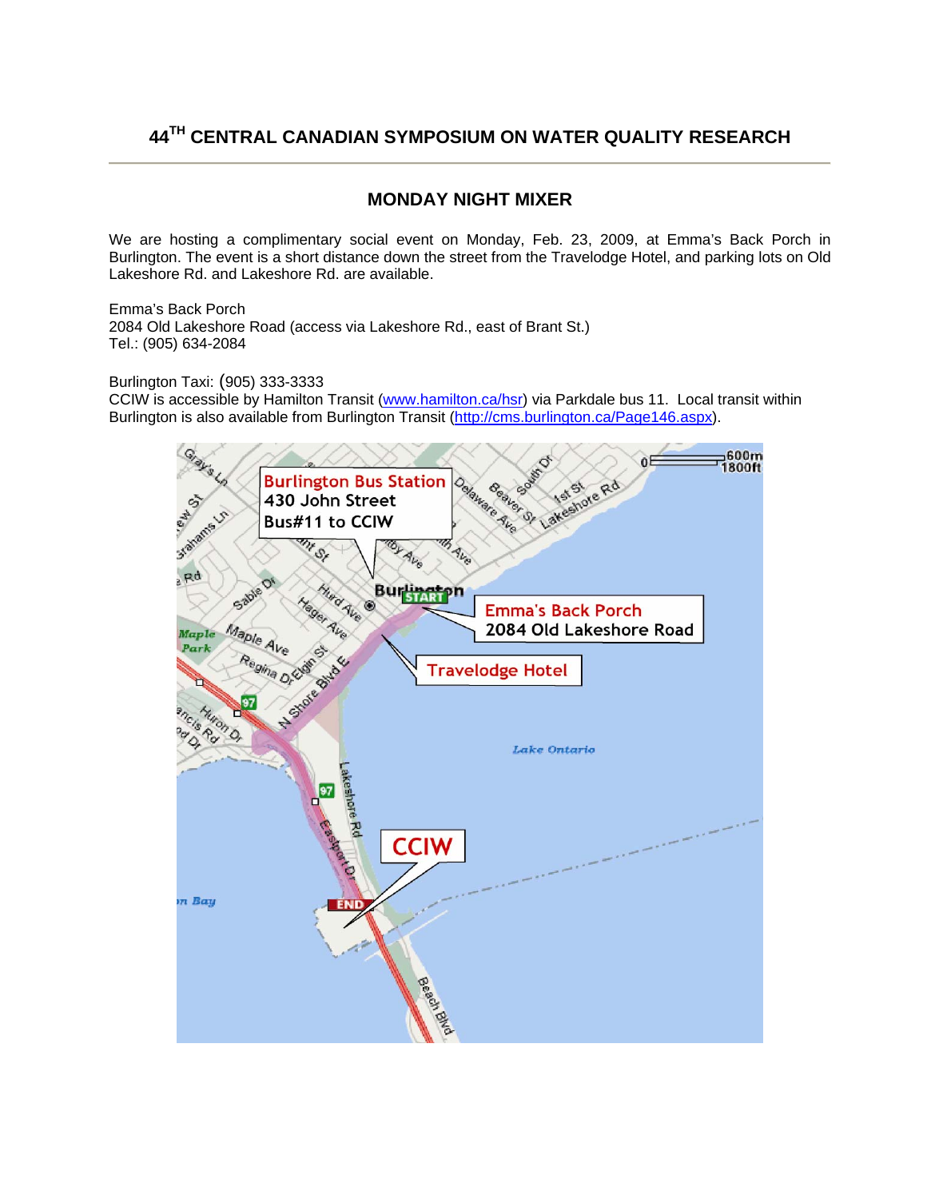## 44TH CENTRAL CANADIAN SYMPOSIUM ON WATER QUALITY RESEARCH

### MONDAY NIGHT MIXER

We are hosting a complimentary social event on Monday, Feb. 23, 2009, at Emma's Back Porch in Burlington. The event is a short distance down the street from the Travelodge Hotel, and parking lots on Old Lakeshore Rd. and Lakeshore Rd. are available.

Emma's Back Porch
2084 Old Lakeshore Road (access via Lakeshore Rd., east of Brant St.)
Tel.: (905) 634-2084

Burlington Taxi: (905) 333-3333
CCIW is accessible by Hamilton Transit (www.hamilton.ca/hsr) via Parkdale bus 11. Local transit within Burlington is also available from Burlington Transit (http://cms.burlington.ca/Page146.aspx).

Burlington Bus Station
430 John Street
Bus#11 to CCIW

Emma's Back Porch
2084 Old Lakeshore Road

Travelodge Hotel

CCIW

START

END

Lake Ontario

0 600m 1800ft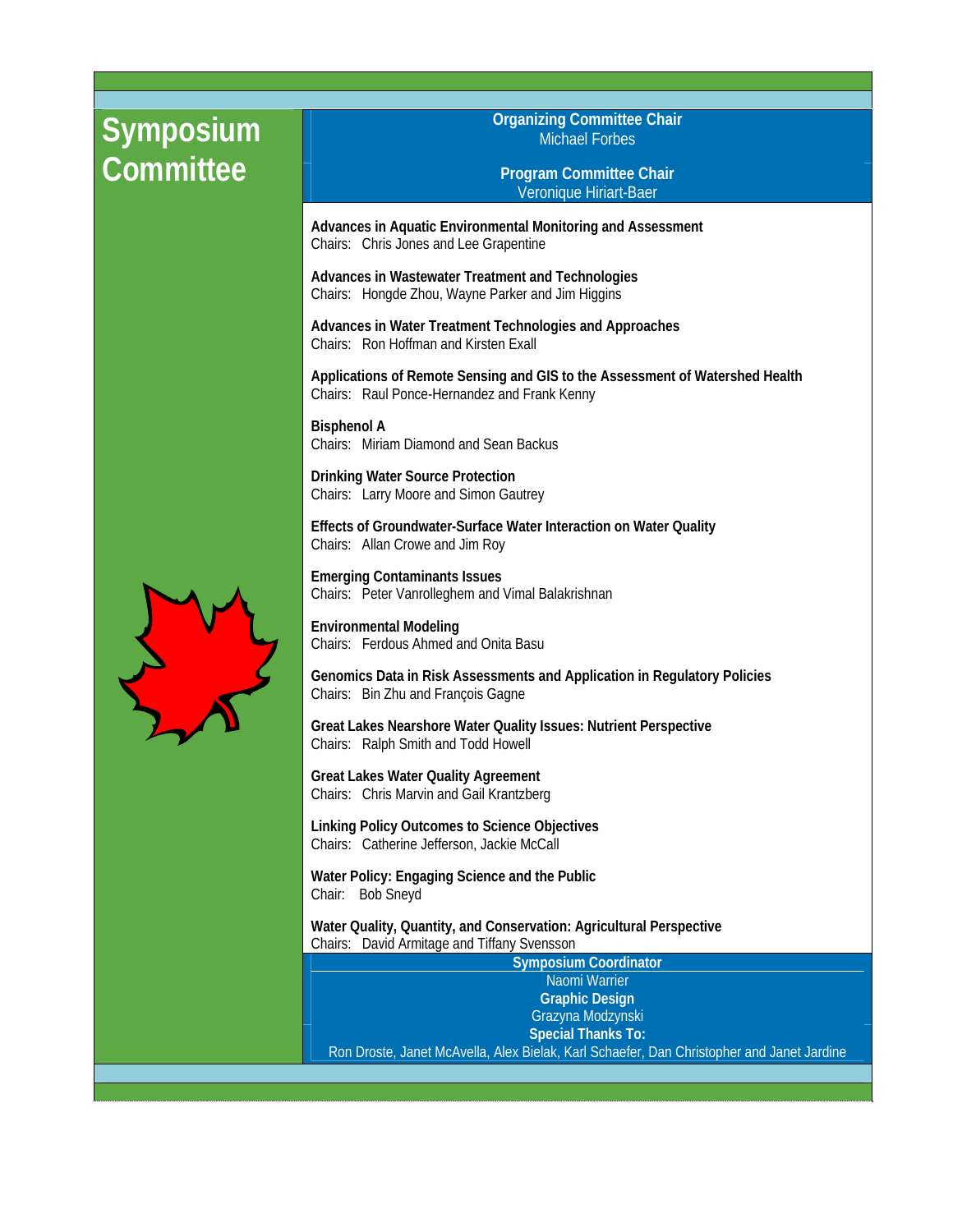# Symposium Committee

**Organizing Committee Chair**
Michael Forbes

**Program Committee Chair**
Veronique Hiriart-Baer

**Advances in Aquatic Environmental Monitoring and Assessment**
Chairs: Chris Jones and Lee Grapentine

**Advances in Wastewater Treatment and Technologies**
Chairs: Hongde Zhou, Wayne Parker and Jim Higgins

**Advances in Water Treatment Technologies and Approaches**
Chairs: Ron Hoffman and Kirsten Exall

**Applications of Remote Sensing and GIS to the Assessment of Watershed Health**
Chairs: Raul Ponce-Hernandez and Frank Kenny

**Bisphenol A**
Chairs: Miriam Diamond and Sean Backus

**Drinking Water Source Protection**
Chairs: Larry Moore and Simon Gautrey

**Effects of Groundwater-Surface Water Interaction on Water Quality**
Chairs: Allan Crowe and Jim Roy

**Emerging Contaminants Issues**
Chairs: Peter Vanrolleghem and Vimal Balakrishnan

**Environmental Modeling**
Chairs: Ferdous Ahmed and Onita Basu

**Genomics Data in Risk Assessments and Application in Regulatory Policies**
Chairs: Bin Zhu and François Gagne

**Great Lakes Nearshore Water Quality Issues: Nutrient Perspective**
Chairs: Ralph Smith and Todd Howell

**Great Lakes Water Quality Agreement**
Chairs: Chris Marvin and Gail Krantzberg

**Linking Policy Outcomes to Science Objectives**
Chairs: Catherine Jefferson, Jackie McCall

**Water Policy: Engaging Science and the Public**
Chair: Bob Sneyd

**Water Quality, Quantity, and Conservation: Agricultural Perspective**
Chairs: David Armitage and Tiffany Svensson

**Symposium Coordinator**
Naomi Warrier

**Graphic Design**
Grazyna Modzynski

**Special Thanks To:**
Ron Droste, Janet McAvella, Alex Bielak, Karl Schaefer, Dan Christopher and Janet Jardine